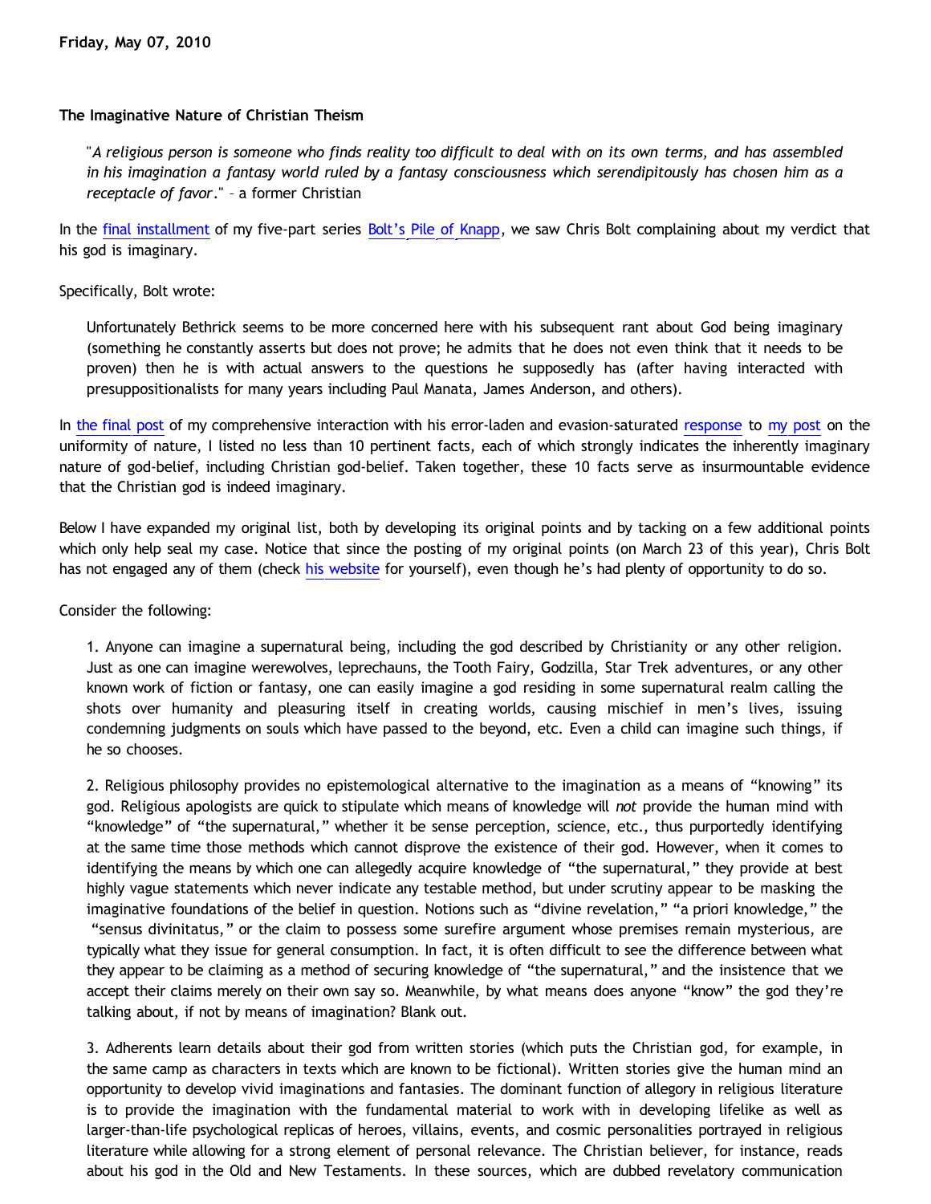**Friday, May 07, 2010**

### The Imaginative Nature of Christian Theism

> "*A religious person is someone who finds reality too difficult to deal with on its own terms, and has assembled in his imagination a fantasy world ruled by a fantasy consciousness which serendipitously has chosen him as a receptacle of favor*." – a former Christian

In the final installment of my five-part series Bolt's Pile of Knapp, we saw Chris Bolt complaining about my verdict that his god is imaginary.

Specifically, Bolt wrote:

> Unfortunately Bethrick seems to be more concerned here with his subsequent rant about God being imaginary (something he constantly asserts but does not prove; he admits that he does not even think that it needs to be proven) then he is with actual answers to the questions he supposedly has (after having interacted with presuppositionalists for many years including Paul Manata, James Anderson, and others).

In the final post of my comprehensive interaction with his error-laden and evasion-saturated response to my post on the uniformity of nature, I listed no less than 10 pertinent facts, each of which strongly indicates the inherently imaginary nature of god-belief, including Christian god-belief. Taken together, these 10 facts serve as insurmountable evidence that the Christian god is indeed imaginary.

Below I have expanded my original list, both by developing its original points and by tacking on a few additional points which only help seal my case. Notice that since the posting of my original points (on March 23 of this year), Chris Bolt has not engaged any of them (check his website for yourself), even though he's had plenty of opportunity to do so.

Consider the following:

> 1. Anyone can imagine a supernatural being, including the god described by Christianity or any other religion. Just as one can imagine werewolves, leprechauns, the Tooth Fairy, Godzilla, Star Trek adventures, or any other known work of fiction or fantasy, one can easily imagine a god residing in some supernatural realm calling the shots over humanity and pleasuring itself in creating worlds, causing mischief in men's lives, issuing condemning judgments on souls which have passed to the beyond, etc. Even a child can imagine such things, if he so chooses.
>
> 2. Religious philosophy provides no epistemological alternative to the imagination as a means of "knowing" its god. Religious apologists are quick to stipulate which means of knowledge will *not* provide the human mind with "knowledge" of "the supernatural," whether it be sense perception, science, etc., thus purportedly identifying at the same time those methods which cannot disprove the existence of their god. However, when it comes to identifying the means by which one can allegedly acquire knowledge of "the supernatural," they provide at best highly vague statements which never indicate any testable method, but under scrutiny appear to be masking the imaginative foundations of the belief in question. Notions such as "divine revelation," "a priori knowledge," the "sensus divinitatus," or the claim to possess some surefire argument whose premises remain mysterious, are typically what they issue for general consumption. In fact, it is often difficult to see the difference between what they appear to be claiming as a method of securing knowledge of "the supernatural," and the insistence that we accept their claims merely on their own say so. Meanwhile, by what means does anyone "know" the god they're talking about, if not by means of imagination? Blank out.
>
> 3. Adherents learn details about their god from written stories (which puts the Christian god, for example, in the same camp as characters in texts which are known to be fictional). Written stories give the human mind an opportunity to develop vivid imaginations and fantasies. The dominant function of allegory in religious literature is to provide the imagination with the fundamental material to work with in developing lifelike as well as larger-than-life psychological replicas of heroes, villains, events, and cosmic personalities portrayed in religious literature while allowing for a strong element of personal relevance. The Christian believer, for instance, reads about his god in the Old and New Testaments. In these sources, which are dubbed revelatory communication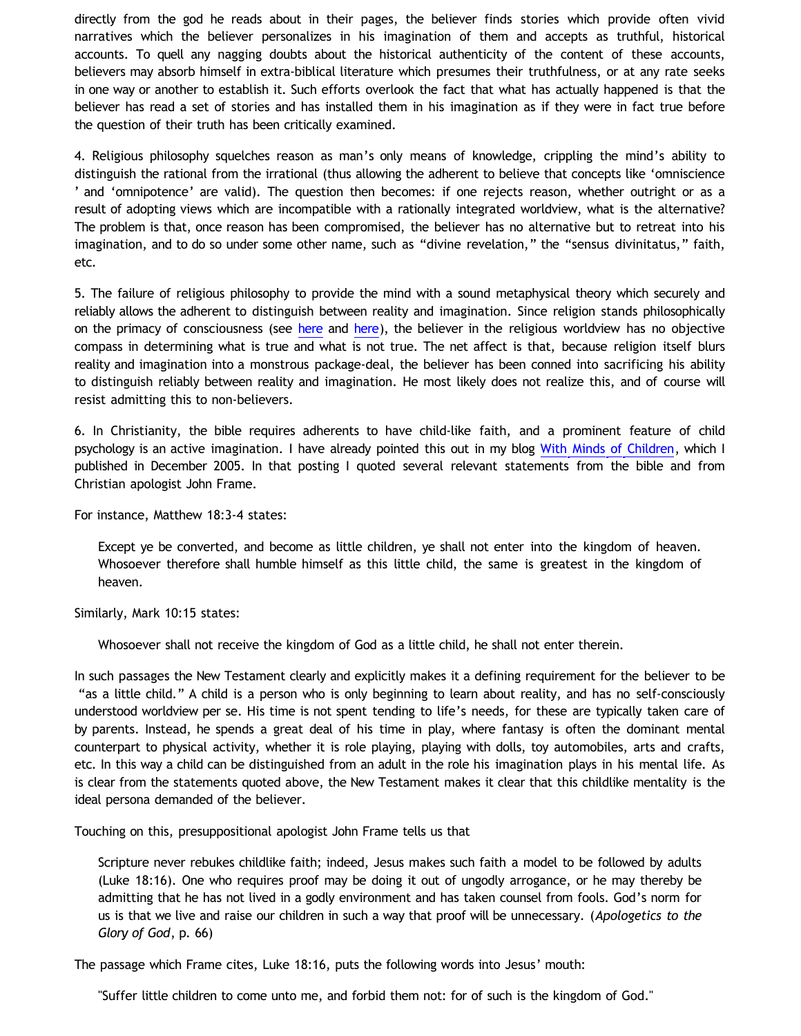directly from the god he reads about in their pages, the believer finds stories which provide often vivid narratives which the believer personalizes in his imagination of them and accepts as truthful, historical accounts. To quell any nagging doubts about the historical authenticity of the content of these accounts, believers may absorb himself in extra-biblical literature which presumes their truthfulness, or at any rate seeks in one way or another to establish it. Such efforts overlook the fact that what has actually happened is that the believer has read a set of stories and has installed them in his imagination as if they were in fact true before the question of their truth has been critically examined.

4. Religious philosophy squelches reason as man's only means of knowledge, crippling the mind's ability to distinguish the rational from the irrational (thus allowing the adherent to believe that concepts like 'omniscience ' and 'omnipotence' are valid). The question then becomes: if one rejects reason, whether outright or as a result of adopting views which are incompatible with a rationally integrated worldview, what is the alternative? The problem is that, once reason has been compromised, the believer has no alternative but to retreat into his imagination, and to do so under some other name, such as "divine revelation," the "sensus divinitatus," faith, etc.

5. The failure of religious philosophy to provide the mind with a sound metaphysical theory which securely and reliably allows the adherent to distinguish between reality and imagination. Since religion stands philosophically on the primacy of consciousness (see here and here), the believer in the religious worldview has no objective compass in determining what is true and what is not true. The net affect is that, because religion itself blurs reality and imagination into a monstrous package-deal, the believer has been conned into sacrificing his ability to distinguish reliably between reality and imagination. He most likely does not realize this, and of course will resist admitting this to non-believers.

6. In Christianity, the bible requires adherents to have child-like faith, and a prominent feature of child psychology is an active imagination. I have already pointed this out in my blog With Minds of Children, which I published in December 2005. In that posting I quoted several relevant statements from the bible and from Christian apologist John Frame.

For instance, Matthew 18:3-4 states:

> Except ye be converted, and become as little children, ye shall not enter into the kingdom of heaven. Whosoever therefore shall humble himself as this little child, the same is greatest in the kingdom of heaven.

Similarly, Mark 10:15 states:

> Whosoever shall not receive the kingdom of God as a little child, he shall not enter therein.

In such passages the New Testament clearly and explicitly makes it a defining requirement for the believer to be "as a little child." A child is a person who is only beginning to learn about reality, and has no self-consciously understood worldview per se. His time is not spent tending to life's needs, for these are typically taken care of by parents. Instead, he spends a great deal of his time in play, where fantasy is often the dominant mental counterpart to physical activity, whether it is role playing, playing with dolls, toy automobiles, arts and crafts, etc. In this way a child can be distinguished from an adult in the role his imagination plays in his mental life. As is clear from the statements quoted above, the New Testament makes it clear that this childlike mentality is the ideal persona demanded of the believer.

Touching on this, presuppositional apologist John Frame tells us that

> Scripture never rebukes childlike faith; indeed, Jesus makes such faith a model to be followed by adults (Luke 18:16). One who requires proof may be doing it out of ungodly arrogance, or he may thereby be admitting that he has not lived in a godly environment and has taken counsel from fools. God's norm for us is that we live and raise our children in such a way that proof will be unnecessary. (*Apologetics to the Glory of God*, p. 66)

The passage which Frame cites, Luke 18:16, puts the following words into Jesus' mouth:

> "Suffer little children to come unto me, and forbid them not: for of such is the kingdom of God."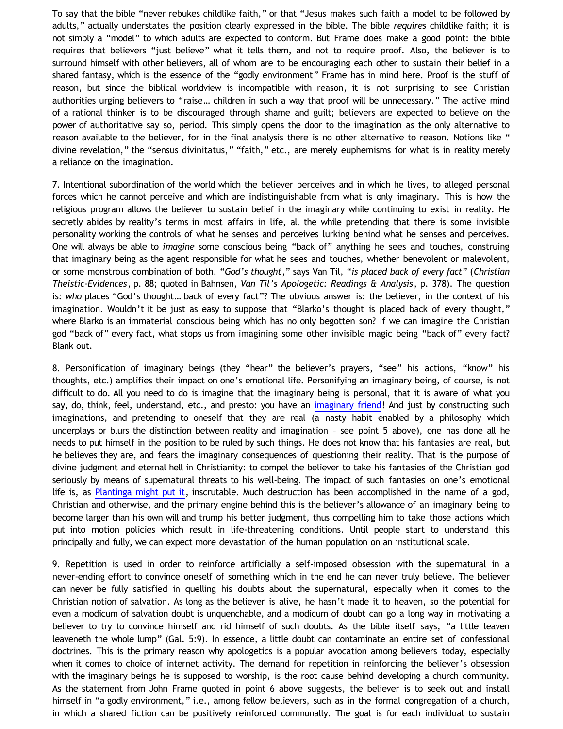To say that the bible "never rebukes childlike faith," or that "Jesus makes such faith a model to be followed by adults," actually understates the position clearly expressed in the bible. The bible *requires* childlike faith; it is not simply a "model" to which adults are expected to conform. But Frame does make a good point: the bible requires that believers "just believe" what it tells them, and not to require proof. Also, the believer is to surround himself with other believers, all of whom are to be encouraging each other to sustain their belief in a shared fantasy, which is the essence of the "godly environment" Frame has in mind here. Proof is the stuff of reason, but since the biblical worldview is incompatible with reason, it is not surprising to see Christian authorities urging believers to "raise… children in such a way that proof will be unnecessary." The active mind of a rational thinker is to be discouraged through shame and guilt; believers are expected to believe on the power of authoritative say so, period. This simply opens the door to the imagination as the only alternative to reason available to the believer, for in the final analysis there is no other alternative to reason. Notions like " divine revelation," the "sensus divinitatus," "faith," etc., are merely euphemisms for what is in reality merely a reliance on the imagination.

7. Intentional subordination of the world which the believer perceives and in which he lives, to alleged personal forces which he cannot perceive and which are indistinguishable from what is only imaginary. This is how the religious program allows the believer to sustain belief in the imaginary while continuing to exist in reality. He secretly abides by reality's terms in most affairs in life, all the while pretending that there is some invisible personality working the controls of what he senses and perceives lurking behind what he senses and perceives. One will always be able to *imagine* some conscious being "back of" anything he sees and touches, construing that imaginary being as the agent responsible for what he sees and touches, whether benevolent or malevolent, or some monstrous combination of both. "*God's thought*," says Van Til, "*is placed back of every fact*" (*Christian Theistic-Evidences*, p. 88; quoted in Bahnsen, *Van Til's Apologetic: Readings & Analysis*, p. 378). The question is: *who* places "God's thought… back of every fact"? The obvious answer is: the believer, in the context of his imagination. Wouldn't it be just as easy to suppose that "Blarko's thought is placed back of every thought," where Blarko is an immaterial conscious being which has no only begotten son? If we can imagine the Christian god "back of" every fact, what stops us from imagining some other invisible magic being "back of" every fact? Blank out.

8. Personification of imaginary beings (they "hear" the believer's prayers, "see" his actions, "know" his thoughts, etc.) amplifies their impact on one's emotional life. Personifying an imaginary being, of course, is not difficult to do. All you need to do is imagine that the imaginary being is personal, that it is aware of what you say, do, think, feel, understand, etc., and presto: you have an imaginary friend! And just by constructing such imaginations, and pretending to oneself that they are real (a nasty habit enabled by a philosophy which underplays or blurs the distinction between reality and imagination – see point 5 above), one has done all he needs to do to put himself in the position to be ruled by such things. He does not know that his fantasies are real, but he believes they are, and fears the imaginary consequences of questioning their reality. That is the purpose of divine judgment and eternal hell in Christianity: to compel the believer to take his fantasies of the Christian god seriously by means of supernatural threats to his well-being. The impact of such fantasies on one's emotional life is, as Plantinga might put it, inscrutable. Much destruction has been accomplished in the name of a god, Christian and otherwise, and the primary engine behind this is the believer's allowance of an imaginary being to become larger than his own will and trump his better judgment, thus compelling him to take those actions which put into motion policies which result in life-threatening conditions. Until people start to understand this principally and fully, we can expect more devastation of the human population on an institutional scale.

9. Repetition is used in order to reinforce artificially a self-imposed obsession with the supernatural in a never-ending effort to convince oneself of something which in the end he can never truly believe. The believer can never be fully satisfied in quelling his doubts about the supernatural, especially when it comes to the Christian notion of salvation. As long as the believer is alive, he hasn't made it to heaven, so the potential for even a modicum of salvation doubt is unquenchable, and a modicum of doubt can go a long way in motivating a believer to try to convince himself and rid himself of such doubts. As the bible itself says, "a little leaven leaveneth the whole lump" (Gal. 5:9). In essence, a little doubt can contaminate an entire set of confessional doctrines. This is the primary reason why apologetics is a popular avocation among believers today, especially when it comes to choice of internet activity. The demand for repetition in reinforcing the believer's obsession with the imaginary beings he is supposed to worship, is the root cause behind developing a church community. As the statement from John Frame quoted in point 6 above suggests, the believer is to seek out and install himself in "a godly environment," i.e., among fellow believers, such as in the formal congregation of a church, in which a shared fiction can be positively reinforced communally. The goal is for each individual to sustain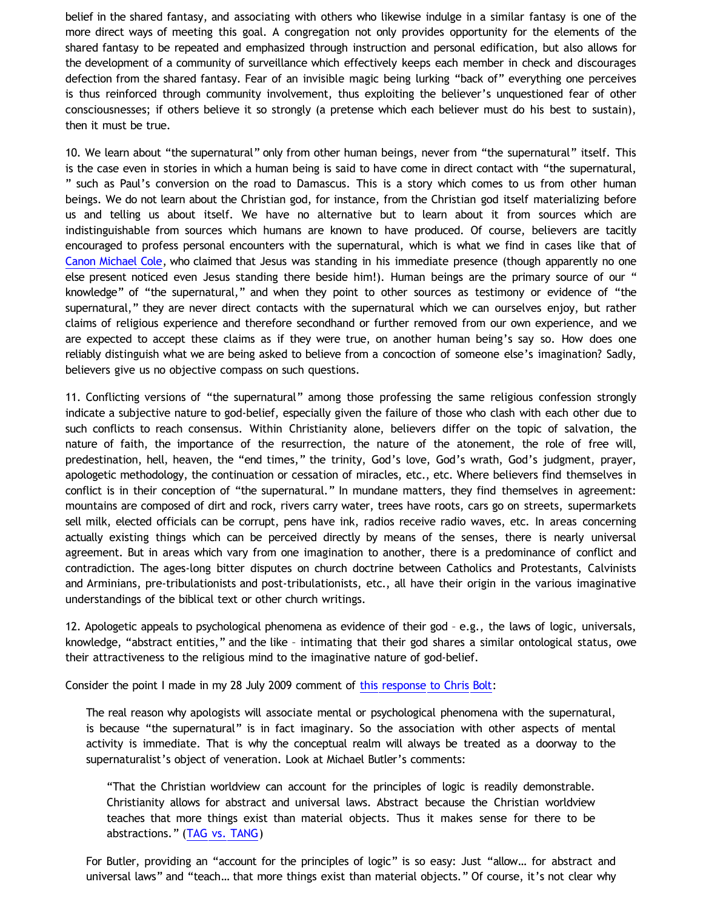belief in the shared fantasy, and associating with others who likewise indulge in a similar fantasy is one of the more direct ways of meeting this goal. A congregation not only provides opportunity for the elements of the shared fantasy to be repeated and emphasized through instruction and personal edification, but also allows for the development of a community of surveillance which effectively keeps each member in check and discourages defection from the shared fantasy. Fear of an invisible magic being lurking "back of" everything one perceives is thus reinforced through community involvement, thus exploiting the believer's unquestioned fear of other consciousnesses; if others believe it so strongly (a pretense which each believer must do his best to sustain), then it must be true.

10. We learn about "the supernatural" only from other human beings, never from "the supernatural" itself. This is the case even in stories in which a human being is said to have come in direct contact with "the supernatural, " such as Paul's conversion on the road to Damascus. This is a story which comes to us from other human beings. We do not learn about the Christian god, for instance, from the Christian god itself materializing before us and telling us about itself. We have no alternative but to learn about it from sources which are indistinguishable from sources which humans are known to have produced. Of course, believers are tacitly encouraged to profess personal encounters with the supernatural, which is what we find in cases like that of Canon Michael Cole, who claimed that Jesus was standing in his immediate presence (though apparently no one else present noticed even Jesus standing there beside him!). Human beings are the primary source of our " knowledge" of "the supernatural," and when they point to other sources as testimony or evidence of "the supernatural," they are never direct contacts with the supernatural which we can ourselves enjoy, but rather claims of religious experience and therefore secondhand or further removed from our own experience, and we are expected to accept these claims as if they were true, on another human being's say so. How does one reliably distinguish what we are being asked to believe from a concoction of someone else's imagination? Sadly, believers give us no objective compass on such questions.

11. Conflicting versions of "the supernatural" among those professing the same religious confession strongly indicate a subjective nature to god-belief, especially given the failure of those who clash with each other due to such conflicts to reach consensus. Within Christianity alone, believers differ on the topic of salvation, the nature of faith, the importance of the resurrection, the nature of the atonement, the role of free will, predestination, hell, heaven, the "end times," the trinity, God's love, God's wrath, God's judgment, prayer, apologetic methodology, the continuation or cessation of miracles, etc., etc. Where believers find themselves in conflict is in their conception of "the supernatural." In mundane matters, they find themselves in agreement: mountains are composed of dirt and rock, rivers carry water, trees have roots, cars go on streets, supermarkets sell milk, elected officials can be corrupt, pens have ink, radios receive radio waves, etc. In areas concerning actually existing things which can be perceived directly by means of the senses, there is nearly universal agreement. But in areas which vary from one imagination to another, there is a predominance of conflict and contradiction. The ages-long bitter disputes on church doctrine between Catholics and Protestants, Calvinists and Arminians, pre-tribulationists and post-tribulationists, etc., all have their origin in the various imaginative understandings of the biblical text or other church writings.

12. Apologetic appeals to psychological phenomena as evidence of their god – e.g., the laws of logic, universals, knowledge, "abstract entities," and the like – intimating that their god shares a similar ontological status, owe their attractiveness to the religious mind to the imaginative nature of god-belief.

Consider the point I made in my 28 July 2009 comment of this response to Chris Bolt:

> The real reason why apologists will associate mental or psychological phenomena with the supernatural, is because "the supernatural" is in fact imaginary. So the association with other aspects of mental activity is immediate. That is why the conceptual realm will always be treated as a doorway to the supernaturalist's object of veneration. Look at Michael Butler's comments:
>
>> "That the Christian worldview can account for the principles of logic is readily demonstrable. Christianity allows for abstract and universal laws. Abstract because the Christian worldview teaches that more things exist than material objects. Thus it makes sense for there to be abstractions." (TAG vs. TANG)
>
> For Butler, providing an "account for the principles of logic" is so easy: Just "allow… for abstract and universal laws" and "teach… that more things exist than material objects." Of course, it's not clear why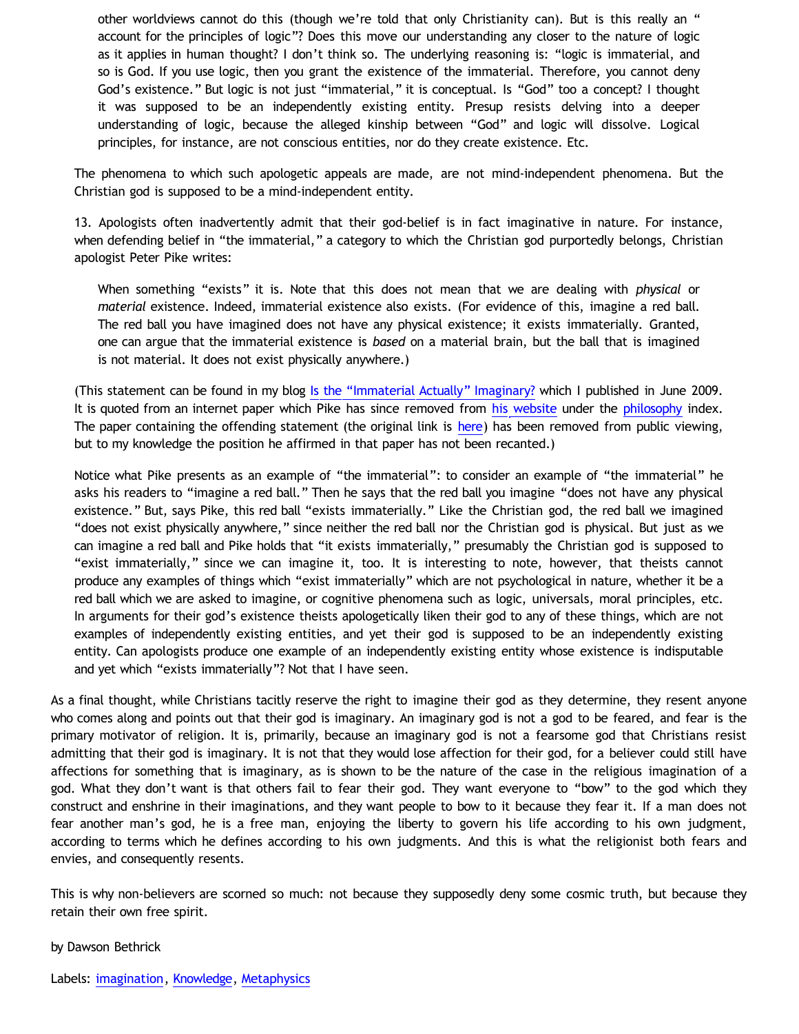> other worldviews cannot do this (though we're told that only Christianity can). But is this really an "account for the principles of logic"? Does this move our understanding any closer to the nature of logic as it applies in human thought? I don't think so. The underlying reasoning is: "logic is immaterial, and so is God. If you use logic, then you grant the existence of the immaterial. Therefore, you cannot deny God's existence." But logic is not just "immaterial," it is conceptual. Is "God" too a concept? I thought it was supposed to be an independently existing entity. Presup resists delving into a deeper understanding of logic, because the alleged kinship between "God" and logic will dissolve. Logical principles, for instance, are not conscious entities, nor do they create existence. Etc.

The phenomena to which such apologetic appeals are made, are not mind-independent phenomena. But the Christian god is supposed to be a mind-independent entity.

13. Apologists often inadvertently admit that their god-belief is in fact imaginative in nature. For instance, when defending belief in "the immaterial," a category to which the Christian god purportedly belongs, Christian apologist Peter Pike writes:

> When something "exists" it is. Note that this does not mean that we are dealing with *physical* or *material* existence. Indeed, immaterial existence also exists. (For evidence of this, imagine a red ball. The red ball you have imagined does not have any physical existence; it exists immaterially. Granted, one can argue that the immaterial existence is *based* on a material brain, but the ball that is imagined is not material. It does not exist physically anywhere.)

(This statement can be found in my blog Is the "Immaterial Actually" Imaginary? which I published in June 2009. It is quoted from an internet paper which Pike has since removed from his website under the philosophy index. The paper containing the offending statement (the original link is here) has been removed from public viewing, but to my knowledge the position he affirmed in that paper has not been recanted.)

Notice what Pike presents as an example of "the immaterial": to consider an example of "the immaterial" he asks his readers to "imagine a red ball." Then he says that the red ball you imagine "does not have any physical existence." But, says Pike, this red ball "exists immaterially." Like the Christian god, the red ball we imagined "does not exist physically anywhere," since neither the red ball nor the Christian god is physical. But just as we can imagine a red ball and Pike holds that "it exists immaterially," presumably the Christian god is supposed to "exist immaterially," since we can imagine it, too. It is interesting to note, however, that theists cannot produce any examples of things which "exist immaterially" which are not psychological in nature, whether it be a red ball which we are asked to imagine, or cognitive phenomena such as logic, universals, moral principles, etc. In arguments for their god's existence theists apologetically liken their god to any of these things, which are not examples of independently existing entities, and yet their god is supposed to be an independently existing entity. Can apologists produce one example of an independently existing entity whose existence is indisputable and yet which "exists immaterially"? Not that I have seen.

As a final thought, while Christians tacitly reserve the right to imagine their god as they determine, they resent anyone who comes along and points out that their god is imaginary. An imaginary god is not a god to be feared, and fear is the primary motivator of religion. It is, primarily, because an imaginary god is not a fearsome god that Christians resist admitting that their god is imaginary. It is not that they would lose affection for their god, for a believer could still have affections for something that is imaginary, as is shown to be the nature of the case in the religious imagination of a god. What they don't want is that others fail to fear their god. They want everyone to "bow" to the god which they construct and enshrine in their imaginations, and they want people to bow to it because they fear it. If a man does not fear another man's god, he is a free man, enjoying the liberty to govern his life according to his own judgment, according to terms which he defines according to his own judgments. And this is what the religionist both fears and envies, and consequently resents.

This is why non-believers are scorned so much: not because they supposedly deny some cosmic truth, but because they retain their own free spirit.

by Dawson Bethrick

Labels: imagination, Knowledge, Metaphysics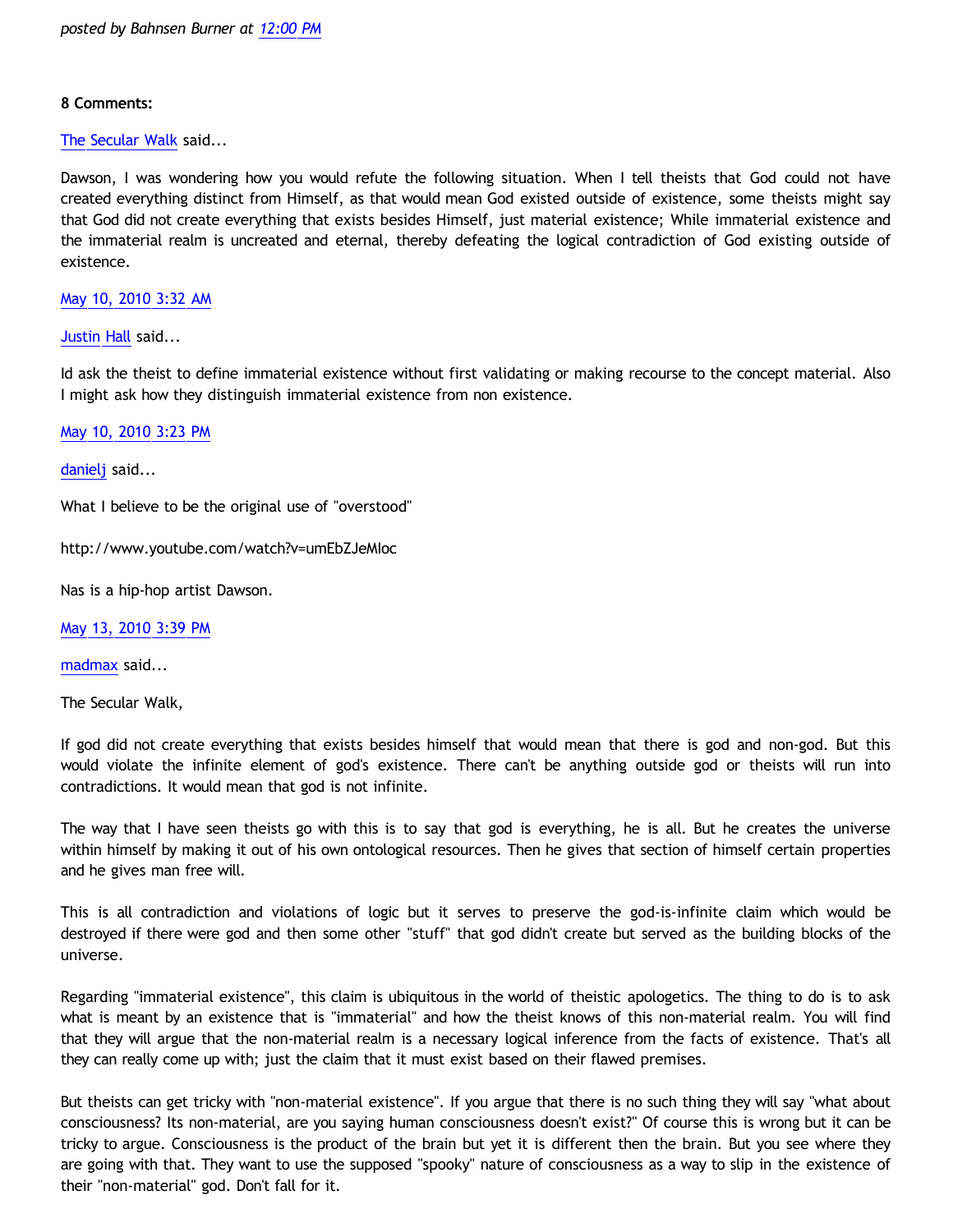*posted by Bahnsen Burner at 12:00 PM*

**8 Comments:**

The Secular Walk said...

Dawson, I was wondering how you would refute the following situation. When I tell theists that God could not have created everything distinct from Himself, as that would mean God existed outside of existence, some theists might say that God did not create everything that exists besides Himself, just material existence; While immaterial existence and the immaterial realm is uncreated and eternal, thereby defeating the logical contradiction of God existing outside of existence.

May 10, 2010 3:32 AM

Justin Hall said...

Id ask the theist to define immaterial existence without first validating or making recourse to the concept material. Also I might ask how they distinguish immaterial existence from non existence.

May 10, 2010 3:23 PM

danielj said...

What I believe to be the original use of "overstood"

http://www.youtube.com/watch?v=umEbZJeMloc

Nas is a hip-hop artist Dawson.

May 13, 2010 3:39 PM

madmax said...

The Secular Walk,

If god did not create everything that exists besides himself that would mean that there is god and non-god. But this would violate the infinite element of god's existence. There can't be anything outside god or theists will run into contradictions. It would mean that god is not infinite.

The way that I have seen theists go with this is to say that god is everything, he is all. But he creates the universe within himself by making it out of his own ontological resources. Then he gives that section of himself certain properties and he gives man free will.

This is all contradiction and violations of logic but it serves to preserve the god-is-infinite claim which would be destroyed if there were god and then some other "stuff" that god didn't create but served as the building blocks of the universe.

Regarding "immaterial existence", this claim is ubiquitous in the world of theistic apologetics. The thing to do is to ask what is meant by an existence that is "immaterial" and how the theist knows of this non-material realm. You will find that they will argue that the non-material realm is a necessary logical inference from the facts of existence. That's all they can really come up with; just the claim that it must exist based on their flawed premises.

But theists can get tricky with "non-material existence". If you argue that there is no such thing they will say "what about consciousness? Its non-material, are you saying human consciousness doesn't exist?" Of course this is wrong but it can be tricky to argue. Consciousness is the product of the brain but yet it is different then the brain. But you see where they are going with that. They want to use the supposed "spooky" nature of consciousness as a way to slip in the existence of their "non-material" god. Don't fall for it.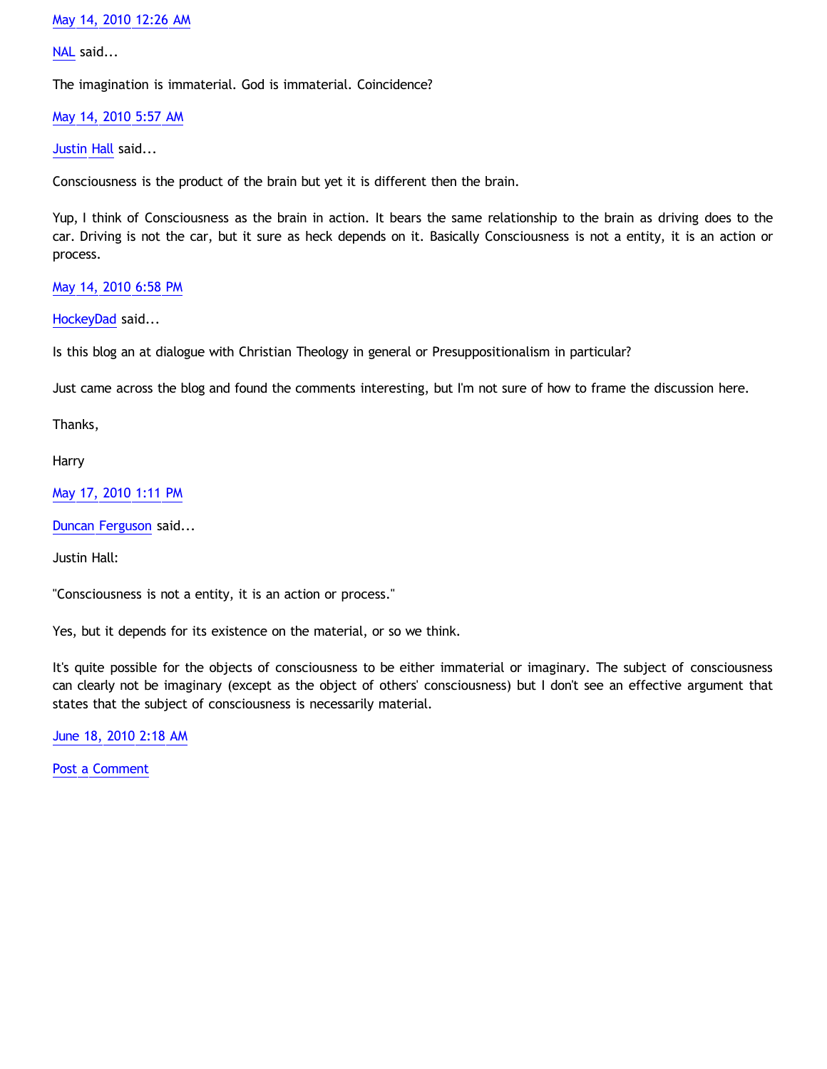May 14, 2010 12:26 AM

NAL said...

The imagination is immaterial. God is immaterial. Coincidence?

May 14, 2010 5:57 AM

Justin Hall said...

Consciousness is the product of the brain but yet it is different then the brain.

Yup, I think of Consciousness as the brain in action. It bears the same relationship to the brain as driving does to the car. Driving is not the car, but it sure as heck depends on it. Basically Consciousness is not a entity, it is an action or process.

May 14, 2010 6:58 PM

HockeyDad said...

Is this blog an at dialogue with Christian Theology in general or Presuppositionalism in particular?

Just came across the blog and found the comments interesting, but I'm not sure of how to frame the discussion here.

Thanks,

Harry

May 17, 2010 1:11 PM

Duncan Ferguson said...

Justin Hall:

"Consciousness is not a entity, it is an action or process."

Yes, but it depends for its existence on the material, or so we think.

It's quite possible for the objects of consciousness to be either immaterial or imaginary. The subject of consciousness can clearly not be imaginary (except as the object of others' consciousness) but I don't see an effective argument that states that the subject of consciousness is necessarily material.

June 18, 2010 2:18 AM

Post a Comment